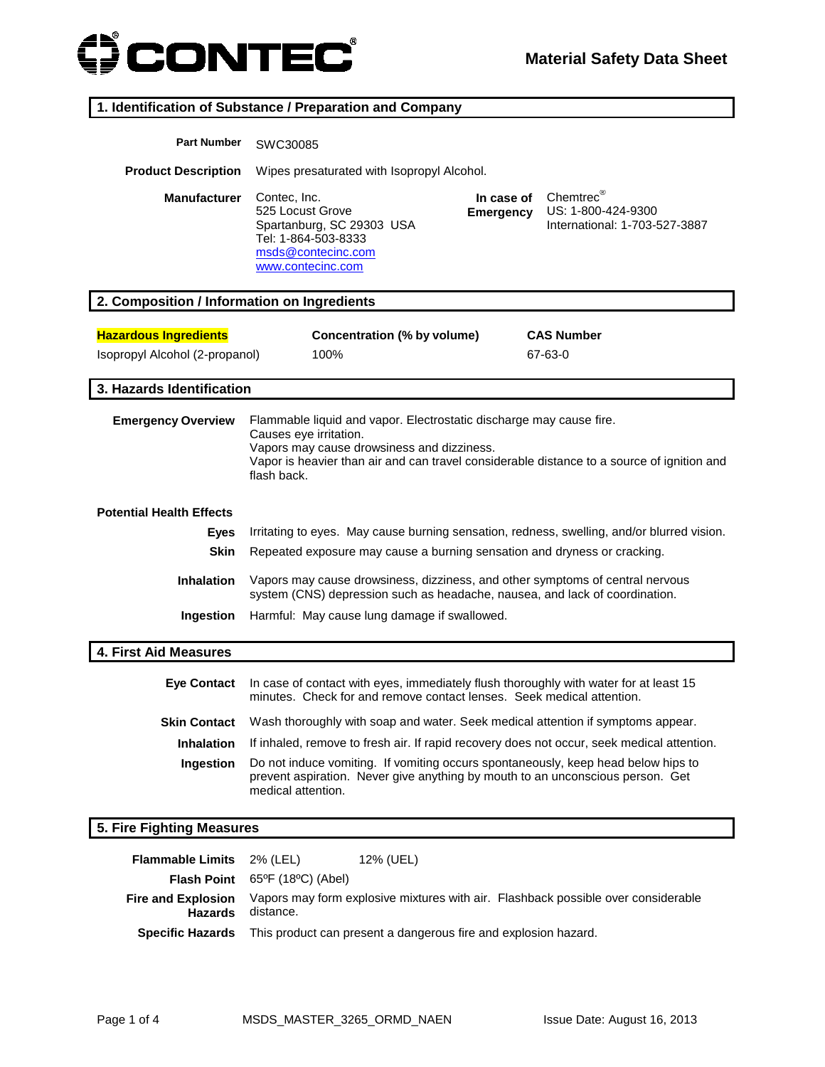**CONTEC®**

# Material Safety Data Sheet

## 1. Identification of Substance / Preparation and Company

**Part Number** SWC30085

**Product Description** Wipes presaturated with Isopropyl Alcohol.

**Manufacturer**
Contec, Inc.
525 Locust Grove
Spartanburg, SC 29303 USA
Tel: 1-864-503-8333
msds@contecinc.com
www.contecinc.com

**In case of Emergency**
Chemtrec®
US: 1-800-424-9300
International: 1-703-527-3887

## 2. Composition / Information on Ingredients

| Hazardous Ingredients | Concentration (% by volume) | CAS Number |
|---|---|---|
| Isopropyl Alcohol (2-propanol) | 100% | 67-63-0 |

## 3. Hazards Identification

**Emergency Overview**
Flammable liquid and vapor. Electrostatic discharge may cause fire.
Causes eye irritation.
Vapors may cause drowsiness and dizziness.
Vapor is heavier than air and can travel considerable distance to a source of ignition and flash back.

**Potential Health Effects**

**Eyes** Irritating to eyes. May cause burning sensation, redness, swelling, and/or blurred vision.

**Skin** Repeated exposure may cause a burning sensation and dryness or cracking.

**Inhalation** Vapors may cause drowsiness, dizziness, and other symptoms of central nervous system (CNS) depression such as headache, nausea, and lack of coordination.

**Ingestion** Harmful: May cause lung damage if swallowed.

## 4. First Aid Measures

**Eye Contact** In case of contact with eyes, immediately flush thoroughly with water for at least 15 minutes. Check for and remove contact lenses. Seek medical attention.

**Skin Contact** Wash thoroughly with soap and water. Seek medical attention if symptoms appear.

**Inhalation** If inhaled, remove to fresh air. If rapid recovery does not occur, seek medical attention.

**Ingestion** Do not induce vomiting. If vomiting occurs spontaneously, keep head below hips to prevent aspiration. Never give anything by mouth to an unconscious person. Get medical attention.

## 5. Fire Fighting Measures

**Flammable Limits** 2% (LEL) 12% (UEL)

**Flash Point** 65ºF (18ºC) (Abel)

**Fire and Explosion Hazards** Vapors may form explosive mixtures with air. Flashback possible over considerable distance.

**Specific Hazards** This product can present a dangerous fire and explosion hazard.

MSDS_MASTER_3265_ORMD_NAEN Issue Date: August 16, 2013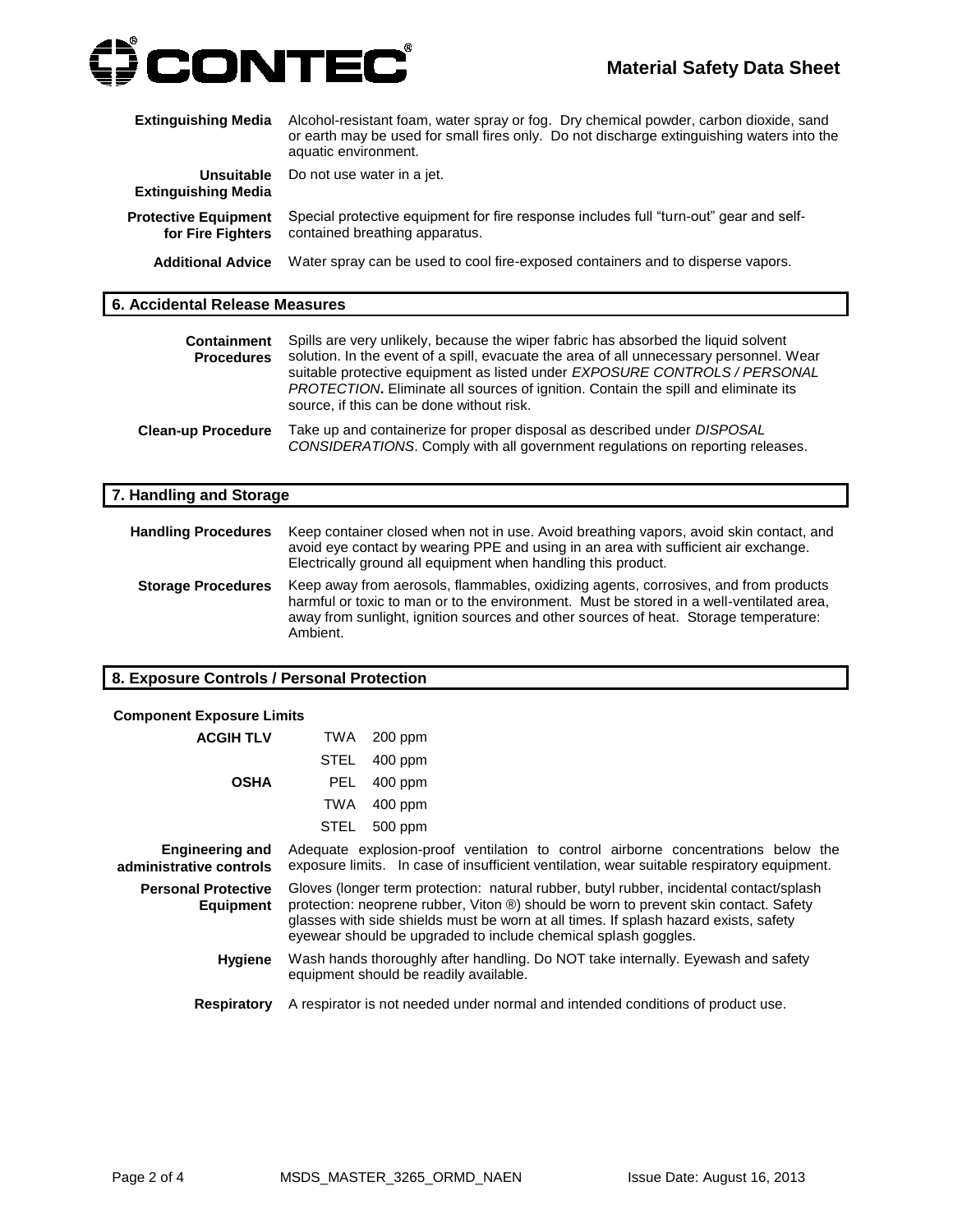**Extinguishing Media** Alcohol-resistant foam, water spray or fog. Dry chemical powder, carbon dioxide, sand or earth may be used for small fires only. Do not discharge extinguishing waters into the aquatic environment.

**Unsuitable Extinguishing Media** Do not use water in a jet.

**Protective Equipment for Fire Fighters** Special protective equipment for fire response includes full "turn-out" gear and self-contained breathing apparatus.

**Additional Advice** Water spray can be used to cool fire-exposed containers and to disperse vapors.

## 6. Accidental Release Measures

**Containment Procedures** Spills are very unlikely, because the wiper fabric has absorbed the liquid solvent solution. In the event of a spill, evacuate the area of all unnecessary personnel. Wear suitable protective equipment as listed under *EXPOSURE CONTROLS / PERSONAL PROTECTION*. Eliminate all sources of ignition. Contain the spill and eliminate its source, if this can be done without risk.

**Clean-up Procedure** Take up and containerize for proper disposal as described under *DISPOSAL CONSIDERATIONS*. Comply with all government regulations on reporting releases.

## 7. Handling and Storage

**Handling Procedures** Keep container closed when not in use. Avoid breathing vapors, avoid skin contact, and avoid eye contact by wearing PPE and using in an area with sufficient air exchange. Electrically ground all equipment when handling this product.

**Storage Procedures** Keep away from aerosols, flammables, oxidizing agents, corrosives, and from products harmful or toxic to man or to the environment. Must be stored in a well-ventilated area, away from sunlight, ignition sources and other sources of heat. Storage temperature: Ambient.

## 8. Exposure Controls / Personal Protection

**Component Exposure Limits**

| | | |
|---|---|---|
| **ACGIH TLV** | TWA | 200 ppm |
| | STEL | 400 ppm |
| **OSHA** | PEL | 400 ppm |
| | TWA | 400 ppm |
| | STEL | 500 ppm |

**Engineering and administrative controls** Adequate explosion-proof ventilation to control airborne concentrations below the exposure limits. In case of insufficient ventilation, wear suitable respiratory equipment.

**Personal Protective Equipment** Gloves (longer term protection: natural rubber, butyl rubber, incidental contact/splash protection: neoprene rubber, Viton ®) should be worn to prevent skin contact. Safety glasses with side shields must be worn at all times. If splash hazard exists, safety eyewear should be upgraded to include chemical splash goggles.

**Hygiene** Wash hands thoroughly after handling. Do NOT take internally. Eyewash and safety equipment should be readily available.

**Respiratory** A respirator is not needed under normal and intended conditions of product use.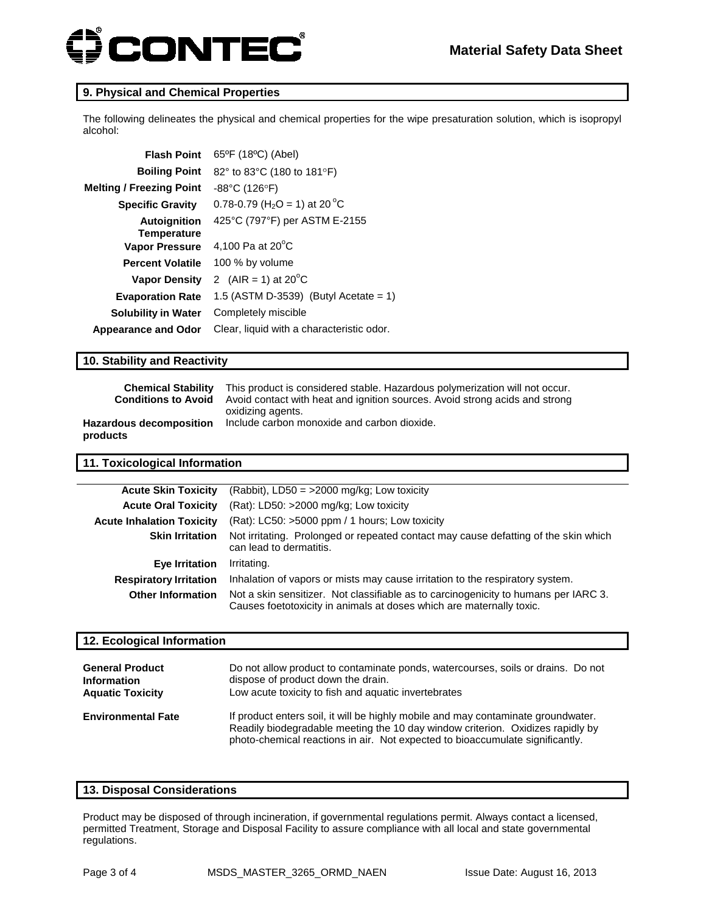## 9. Physical and Chemical Properties

The following delineates the physical and chemical properties for the wipe presaturation solution, which is isopropyl alcohol:

| Property | Value |
|---|---|
| **Flash Point** | 65ºF (18ºC) (Abel) |
| **Boiling Point** | 82° to 83°C (180 to 181°F) |
| **Melting / Freezing Point** | -88°C (126°F) |
| **Specific Gravity** | 0.78-0.79 ($H_2O$ = 1) at 20 °C |
| **Autoignition Temperature** | 425°C (797°F) per ASTM E-2155 |
| **Vapor Pressure** | 4,100 Pa at 20°C |
| **Percent Volatile** | 100 % by volume |
| **Vapor Density** | 2 (AIR = 1) at 20°C |
| **Evaporation Rate** | 1.5 (ASTM D-3539) (Butyl Acetate = 1) |
| **Solubility in Water** | Completely miscible |
| **Appearance and Odor** | Clear, liquid with a characteristic odor. |

## 10. Stability and Reactivity

| | |
|---|---|
| **Chemical Stability** | This product is considered stable. Hazardous polymerization will not occur. |
| **Conditions to Avoid** | Avoid contact with heat and ignition sources. Avoid strong acids and strong oxidizing agents. |
| **Hazardous decomposition products** | Include carbon monoxide and carbon dioxide. |

## 11. Toxicological Information

| | |
|---|---|
| **Acute Skin Toxicity** | (Rabbit), LD50 = >2000 mg/kg; Low toxicity |
| **Acute Oral Toxicity** | (Rat): LD50: >2000 mg/kg; Low toxicity |
| **Acute Inhalation Toxicity** | (Rat): LC50: >5000 ppm / 1 hours; Low toxicity |
| **Skin Irritation** | Not irritating. Prolonged or repeated contact may cause defatting of the skin which can lead to dermatitis. |
| **Eye Irritation** | Irritating. |
| **Respiratory Irritation** | Inhalation of vapors or mists may cause irritation to the respiratory system. |
| **Other Information** | Not a skin sensitizer. Not classifiable as to carcinogenicity to humans per IARC 3. Causes foetotoxicity in animals at doses which are maternally toxic. |

## 12. Ecological Information

| | |
|---|---|
| **General Product Information** | Do not allow product to contaminate ponds, watercourses, soils or drains. Do not dispose of product down the drain. |
| **Aquatic Toxicity** | Low acute toxicity to fish and aquatic invertebrates |
| **Environmental Fate** | If product enters soil, it will be highly mobile and may contaminate groundwater. Readily biodegradable meeting the 10 day window criterion. Oxidizes rapidly by photo-chemical reactions in air. Not expected to bioaccumulate significantly. |

## 13. Disposal Considerations

Product may be disposed of through incineration, if governmental regulations permit. Always contact a licensed, permitted Treatment, Storage and Disposal Facility to assure compliance with all local and state governmental regulations.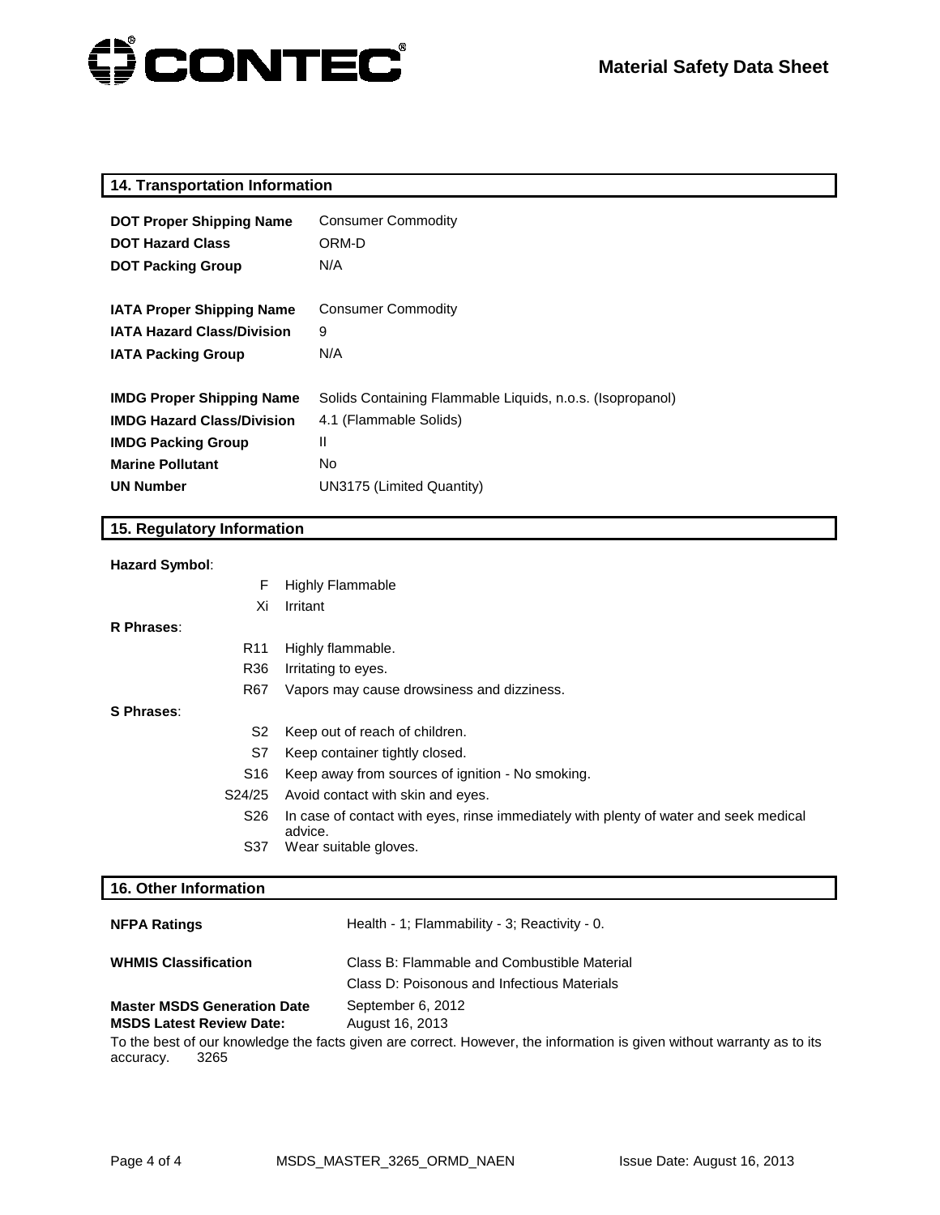## 14. Transportation Information

| | |
|---|---|
| **DOT Proper Shipping Name** | Consumer Commodity |
| **DOT Hazard Class** | ORM-D |
| **DOT Packing Group** | N/A |
| | |
| **IATA Proper Shipping Name** | Consumer Commodity |
| **IATA Hazard Class/Division** | 9 |
| **IATA Packing Group** | N/A |
| | |
| **IMDG Proper Shipping Name** | Solids Containing Flammable Liquids, n.o.s. (Isopropanol) |
| **IMDG Hazard Class/Division** | 4.1 (Flammable Solids) |
| **IMDG Packing Group** | II |
| **Marine Pollutant** | No |
| **UN Number** | UN3175 (Limited Quantity) |

## 15. Regulatory Information

**Hazard Symbol**:

| | |
|---|---|
| F | Highly Flammable |
| Xi | Irritant |

**R Phrases**:

| | |
|---|---|
| R11 | Highly flammable. |
| R36 | Irritating to eyes. |
| R67 | Vapors may cause drowsiness and dizziness. |

**S Phrases**:

| | |
|---|---|
| S2 | Keep out of reach of children. |
| S7 | Keep container tightly closed. |
| S16 | Keep away from sources of ignition - No smoking. |
| S24/25 | Avoid contact with skin and eyes. |
| S26 | In case of contact with eyes, rinse immediately with plenty of water and seek medical advice. |
| S37 | Wear suitable gloves. |

## 16. Other Information

| | |
|---|---|
| **NFPA Ratings** | Health - 1; Flammability - 3; Reactivity - 0. |
| **WHMIS Classification** | Class B: Flammable and Combustible Material<br>Class D: Poisonous and Infectious Materials |
| **Master MSDS Generation Date** | September 6, 2012 |
| **MSDS Latest Review Date:** | August 16, 2013 |

To the best of our knowledge the facts given are correct. However, the information is given without warranty as to its accuracy. 3265